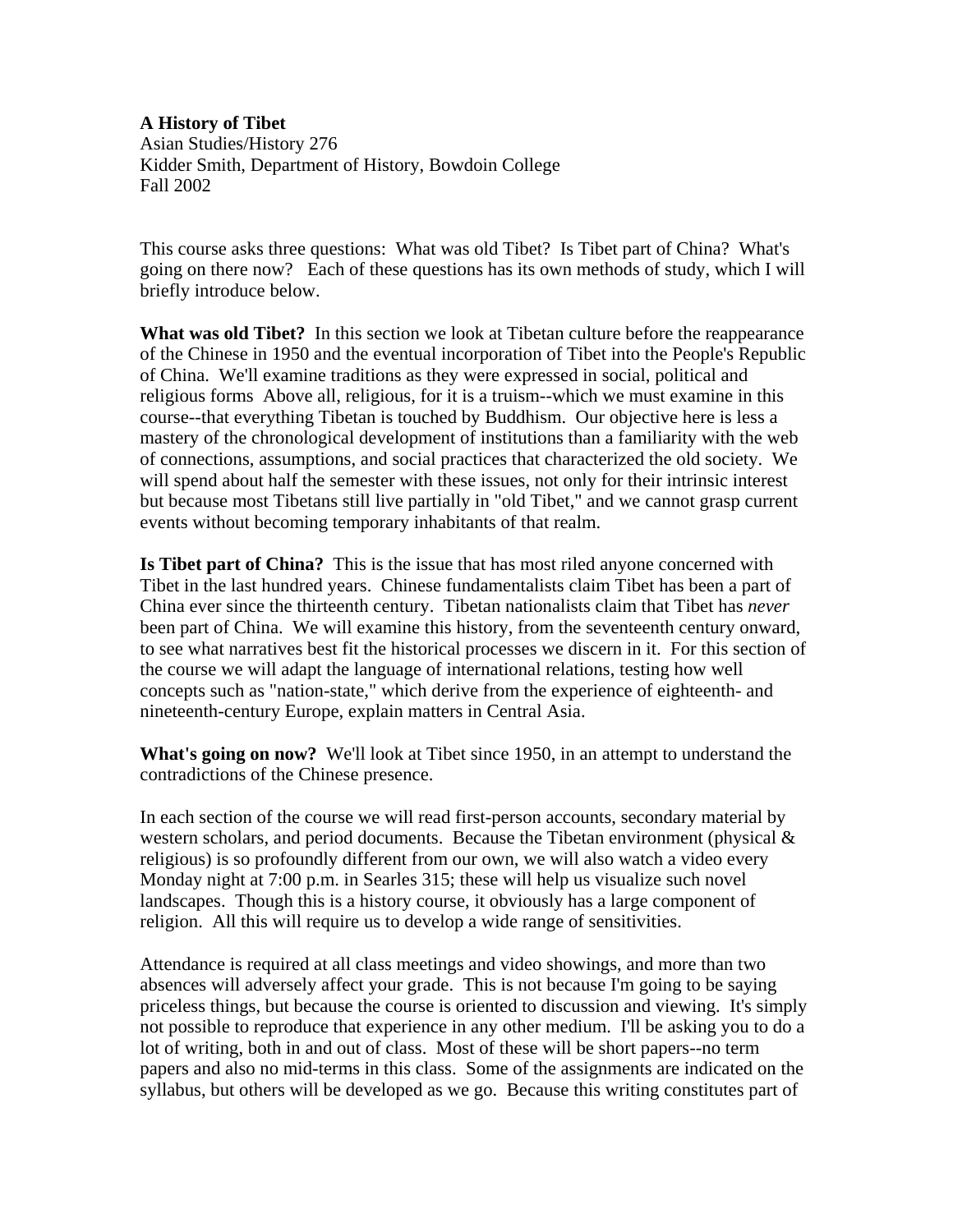**A History of Tibet**
Asian Studies/History 276
Kidder Smith, Department of History, Bowdoin College
Fall 2002

This course asks three questions: What was old Tibet? Is Tibet part of China? What's going on there now? Each of these questions has its own methods of study, which I will briefly introduce below.

**What was old Tibet?** In this section we look at Tibetan culture before the reappearance of the Chinese in 1950 and the eventual incorporation of Tibet into the People's Republic of China. We'll examine traditions as they were expressed in social, political and religious forms Above all, religious, for it is a truism--which we must examine in this course--that everything Tibetan is touched by Buddhism. Our objective here is less a mastery of the chronological development of institutions than a familiarity with the web of connections, assumptions, and social practices that characterized the old society. We will spend about half the semester with these issues, not only for their intrinsic interest but because most Tibetans still live partially in "old Tibet," and we cannot grasp current events without becoming temporary inhabitants of that realm.

**Is Tibet part of China?** This is the issue that has most riled anyone concerned with Tibet in the last hundred years. Chinese fundamentalists claim Tibet has been a part of China ever since the thirteenth century. Tibetan nationalists claim that Tibet has *never* been part of China. We will examine this history, from the seventeenth century onward, to see what narratives best fit the historical processes we discern in it. For this section of the course we will adapt the language of international relations, testing how well concepts such as "nation-state," which derive from the experience of eighteenth- and nineteenth-century Europe, explain matters in Central Asia.

**What's going on now?** We'll look at Tibet since 1950, in an attempt to understand the contradictions of the Chinese presence.

In each section of the course we will read first-person accounts, secondary material by western scholars, and period documents. Because the Tibetan environment (physical & religious) is so profoundly different from our own, we will also watch a video every Monday night at 7:00 p.m. in Searles 315; these will help us visualize such novel landscapes. Though this is a history course, it obviously has a large component of religion. All this will require us to develop a wide range of sensitivities.

Attendance is required at all class meetings and video showings, and more than two absences will adversely affect your grade. This is not because I'm going to be saying priceless things, but because the course is oriented to discussion and viewing. It's simply not possible to reproduce that experience in any other medium. I'll be asking you to do a lot of writing, both in and out of class. Most of these will be short papers--no term papers and also no mid-terms in this class. Some of the assignments are indicated on the syllabus, but others will be developed as we go. Because this writing constitutes part of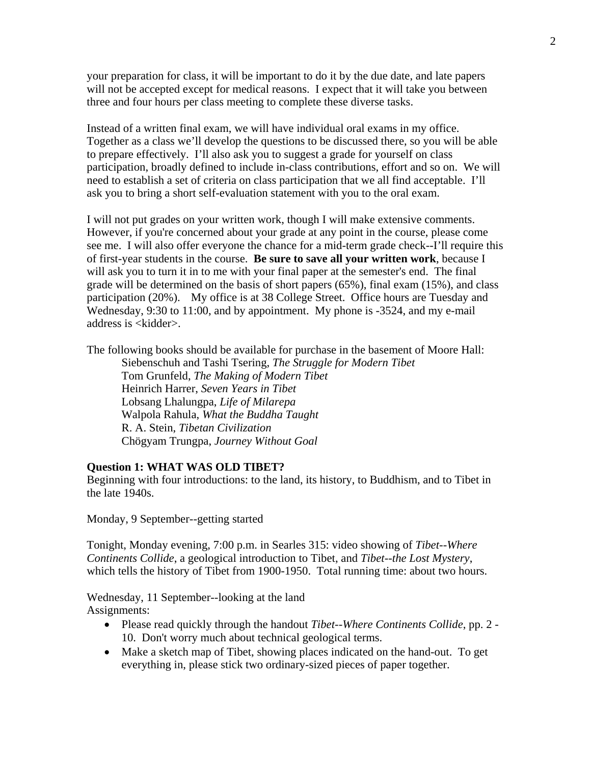your preparation for class, it will be important to do it by the due date, and late papers will not be accepted except for medical reasons. I expect that it will take you between three and four hours per class meeting to complete these diverse tasks.

Instead of a written final exam, we will have individual oral exams in my office. Together as a class we'll develop the questions to be discussed there, so you will be able to prepare effectively. I'll also ask you to suggest a grade for yourself on class participation, broadly defined to include in-class contributions, effort and so on. We will need to establish a set of criteria on class participation that we all find acceptable. I'll ask you to bring a short self-evaluation statement with you to the oral exam.

I will not put grades on your written work, though I will make extensive comments. However, if you're concerned about your grade at any point in the course, please come see me. I will also offer everyone the chance for a mid-term grade check--I'll require this of first-year students in the course. **Be sure to save all your written work**, because I will ask you to turn it in to me with your final paper at the semester's end. The final grade will be determined on the basis of short papers (65%), final exam (15%), and class participation (20%). My office is at 38 College Street. Office hours are Tuesday and Wednesday, 9:30 to 11:00, and by appointment. My phone is -3524, and my e-mail address is <kidder>.

The following books should be available for purchase in the basement of Moore Hall:

- Siebenschuh and Tashi Tsering, *The Struggle for Modern Tibet*
- Tom Grunfeld, *The Making of Modern Tibet*
- Heinrich Harrer, *Seven Years in Tibet*
- Lobsang Lhalungpa, *Life of Milarepa*
- Walpola Rahula, *What the Buddha Taught*
- R. A. Stein, *Tibetan Civilization*
- Chögyam Trungpa, *Journey Without Goal*

**Question 1: WHAT WAS OLD TIBET?**

Beginning with four introductions: to the land, its history, to Buddhism, and to Tibet in the late 1940s.

Monday, 9 September--getting started

Tonight, Monday evening, 7:00 p.m. in Searles 315: video showing of *Tibet--Where Continents Collide*, a geological introduction to Tibet, and *Tibet--the Lost Mystery*, which tells the history of Tibet from 1900-1950. Total running time: about two hours.

Wednesday, 11 September--looking at the land

Assignments:

- Please read quickly through the handout *Tibet--Where Continents Collide*, pp. 2 - 10. Don't worry much about technical geological terms.
- Make a sketch map of Tibet, showing places indicated on the hand-out. To get everything in, please stick two ordinary-sized pieces of paper together.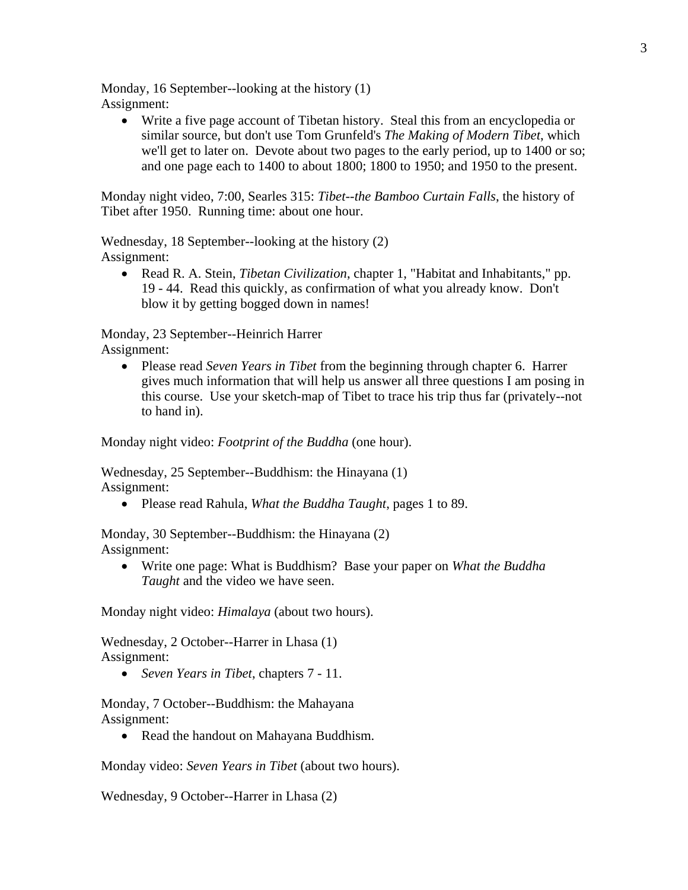Monday, 16 September--looking at the history (1)
Assignment:

- Write a five page account of Tibetan history. Steal this from an encyclopedia or similar source, but don't use Tom Grunfeld's *The Making of Modern Tibet*, which we'll get to later on. Devote about two pages to the early period, up to 1400 or so; and one page each to 1400 to about 1800; 1800 to 1950; and 1950 to the present.

Monday night video, 7:00, Searles 315: *Tibet--the Bamboo Curtain Falls*, the history of Tibet after 1950. Running time: about one hour.

Wednesday, 18 September--looking at the history (2)
Assignment:

- Read R. A. Stein, *Tibetan Civilization*, chapter 1, "Habitat and Inhabitants," pp. 19 - 44. Read this quickly, as confirmation of what you already know. Don't blow it by getting bogged down in names!

Monday, 23 September--Heinrich Harrer
Assignment:

- Please read *Seven Years in Tibet* from the beginning through chapter 6. Harrer gives much information that will help us answer all three questions I am posing in this course. Use your sketch-map of Tibet to trace his trip thus far (privately--not to hand in).

Monday night video: *Footprint of the Buddha* (one hour).

Wednesday, 25 September--Buddhism: the Hinayana (1)
Assignment:

- Please read Rahula, *What the Buddha Taught*, pages 1 to 89.

Monday, 30 September--Buddhism: the Hinayana (2)
Assignment:

- Write one page: What is Buddhism? Base your paper on *What the Buddha Taught* and the video we have seen.

Monday night video: *Himalaya* (about two hours).

Wednesday, 2 October--Harrer in Lhasa (1)
Assignment:

- *Seven Years in Tibet*, chapters 7 - 11.

Monday, 7 October--Buddhism: the Mahayana
Assignment:

- Read the handout on Mahayana Buddhism.

Monday video: *Seven Years in Tibet* (about two hours).

Wednesday, 9 October--Harrer in Lhasa (2)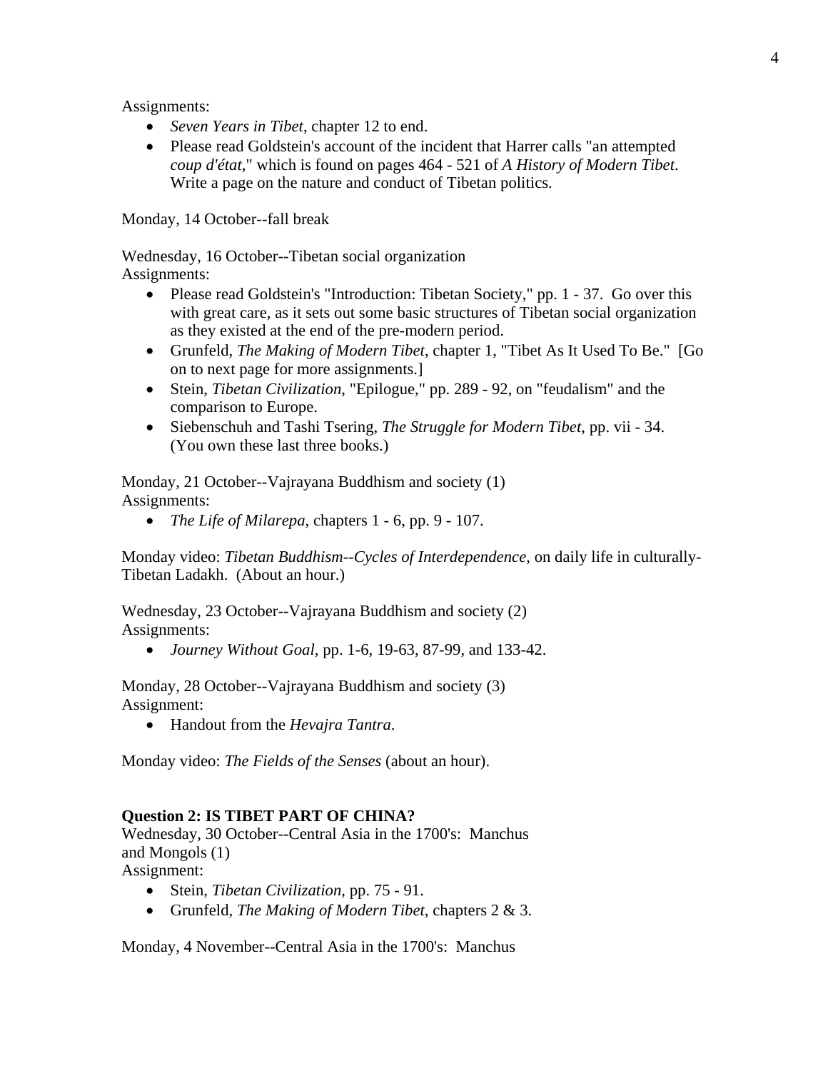Assignments:

- *Seven Years in Tibet*, chapter 12 to end.
- Please read Goldstein's account of the incident that Harrer calls "an attempted *coup d'état*," which is found on pages 464 - 521 of *A History of Modern Tibet*. Write a page on the nature and conduct of Tibetan politics.

Monday, 14 October--fall break

Wednesday, 16 October--Tibetan social organization
Assignments:

- Please read Goldstein's "Introduction: Tibetan Society," pp. 1 - 37. Go over this with great care, as it sets out some basic structures of Tibetan social organization as they existed at the end of the pre-modern period.
- Grunfeld, *The Making of Modern Tibet*, chapter 1, "Tibet As It Used To Be." [Go on to next page for more assignments.]
- Stein, *Tibetan Civilization*, "Epilogue," pp. 289 - 92, on "feudalism" and the comparison to Europe.
- Siebenschuh and Tashi Tsering, *The Struggle for Modern Tibet*, pp. vii - 34. (You own these last three books.)

Monday, 21 October--Vajrayana Buddhism and society (1)
Assignments:

- *The Life of Milarepa*, chapters 1 - 6, pp. 9 - 107.

Monday video: *Tibetan Buddhism--Cycles of Interdependence*, on daily life in culturally-Tibetan Ladakh. (About an hour.)

Wednesday, 23 October--Vajrayana Buddhism and society (2)
Assignments:

- *Journey Without Goal*, pp. 1-6, 19-63, 87-99, and 133-42.

Monday, 28 October--Vajrayana Buddhism and society (3)
Assignment:

- Handout from the *Hevajra Tantra*.

Monday video: *The Fields of the Senses* (about an hour).

**Question 2: IS TIBET PART OF CHINA?**

Wednesday, 30 October--Central Asia in the 1700's: Manchus and Mongols (1)
Assignment:

- Stein, *Tibetan Civilization*, pp. 75 - 91.
- Grunfeld, *The Making of Modern Tibet*, chapters 2 & 3.

Monday, 4 November--Central Asia in the 1700's: Manchus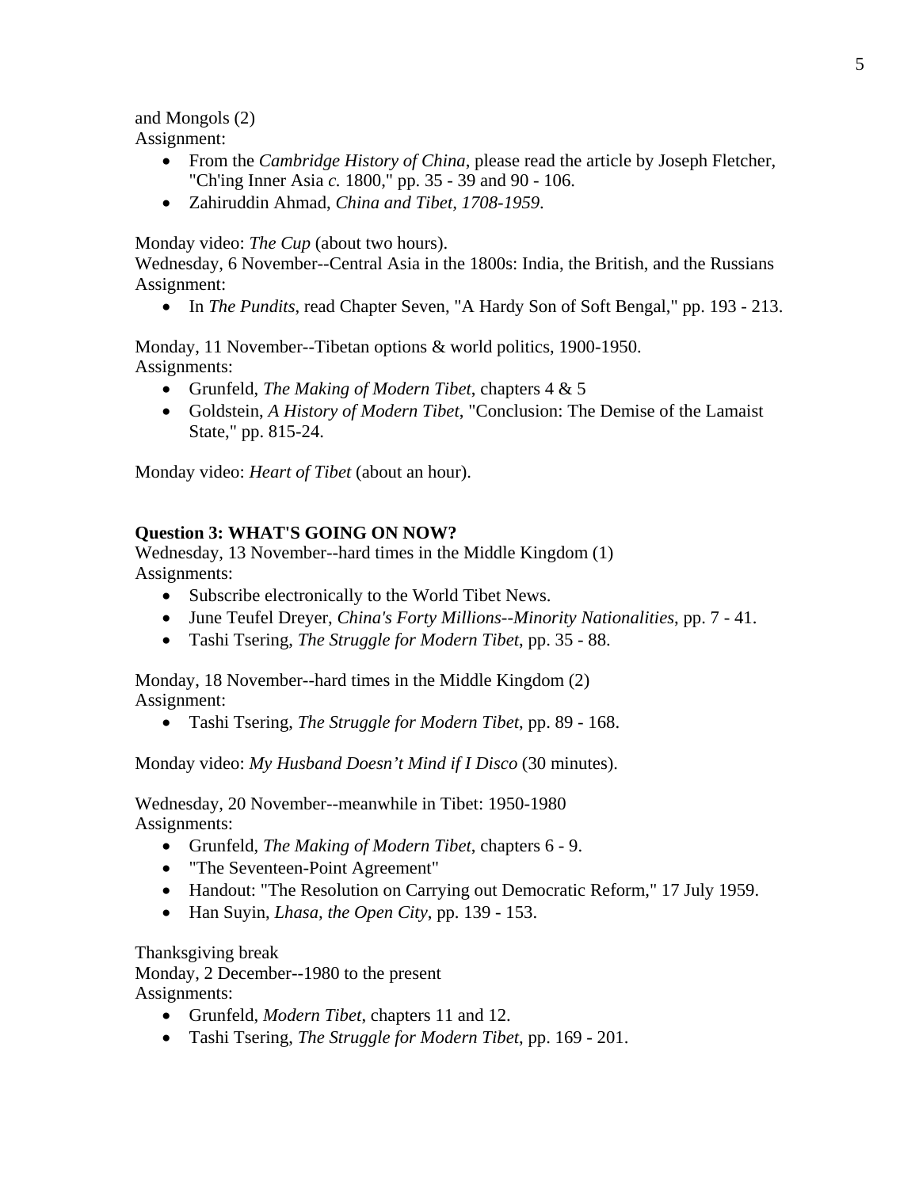and Mongols (2)
Assignment:

- From the *Cambridge History of China*, please read the article by Joseph Fletcher, "Ch'ing Inner Asia *c.* 1800," pp. 35 - 39 and 90 - 106.
- Zahiruddin Ahmad, *China and Tibet, 1708-1959*.

Monday video: *The Cup* (about two hours).
Wednesday, 6 November--Central Asia in the 1800s: India, the British, and the Russians
Assignment:

- In *The Pundits*, read Chapter Seven, "A Hardy Son of Soft Bengal," pp. 193 - 213.

Monday, 11 November--Tibetan options & world politics, 1900-1950.
Assignments:

- Grunfeld, *The Making of Modern Tibet*, chapters 4 & 5
- Goldstein, *A History of Modern Tibet*, "Conclusion: The Demise of the Lamaist State," pp. 815-24.

Monday video: *Heart of Tibet* (about an hour).

**Question 3: WHAT'S GOING ON NOW?**
Wednesday, 13 November--hard times in the Middle Kingdom (1)
Assignments:

- Subscribe electronically to the World Tibet News.
- June Teufel Dreyer, *China's Forty Millions--Minority Nationalities*, pp. 7 - 41.
- Tashi Tsering, *The Struggle for Modern Tibet*, pp. 35 - 88.

Monday, 18 November--hard times in the Middle Kingdom (2)
Assignment:

- Tashi Tsering, *The Struggle for Modern Tibet*, pp. 89 - 168.

Monday video: *My Husband Doesn't Mind if I Disco* (30 minutes).

Wednesday, 20 November--meanwhile in Tibet: 1950-1980
Assignments:

- Grunfeld, *The Making of Modern Tibet*, chapters 6 - 9.
- "The Seventeen-Point Agreement"
- Handout: "The Resolution on Carrying out Democratic Reform," 17 July 1959.
- Han Suyin, *Lhasa, the Open City*, pp. 139 - 153.

Thanksgiving break
Monday, 2 December--1980 to the present
Assignments:

- Grunfeld, *Modern Tibet*, chapters 11 and 12.
- Tashi Tsering, *The Struggle for Modern Tibet*, pp. 169 - 201.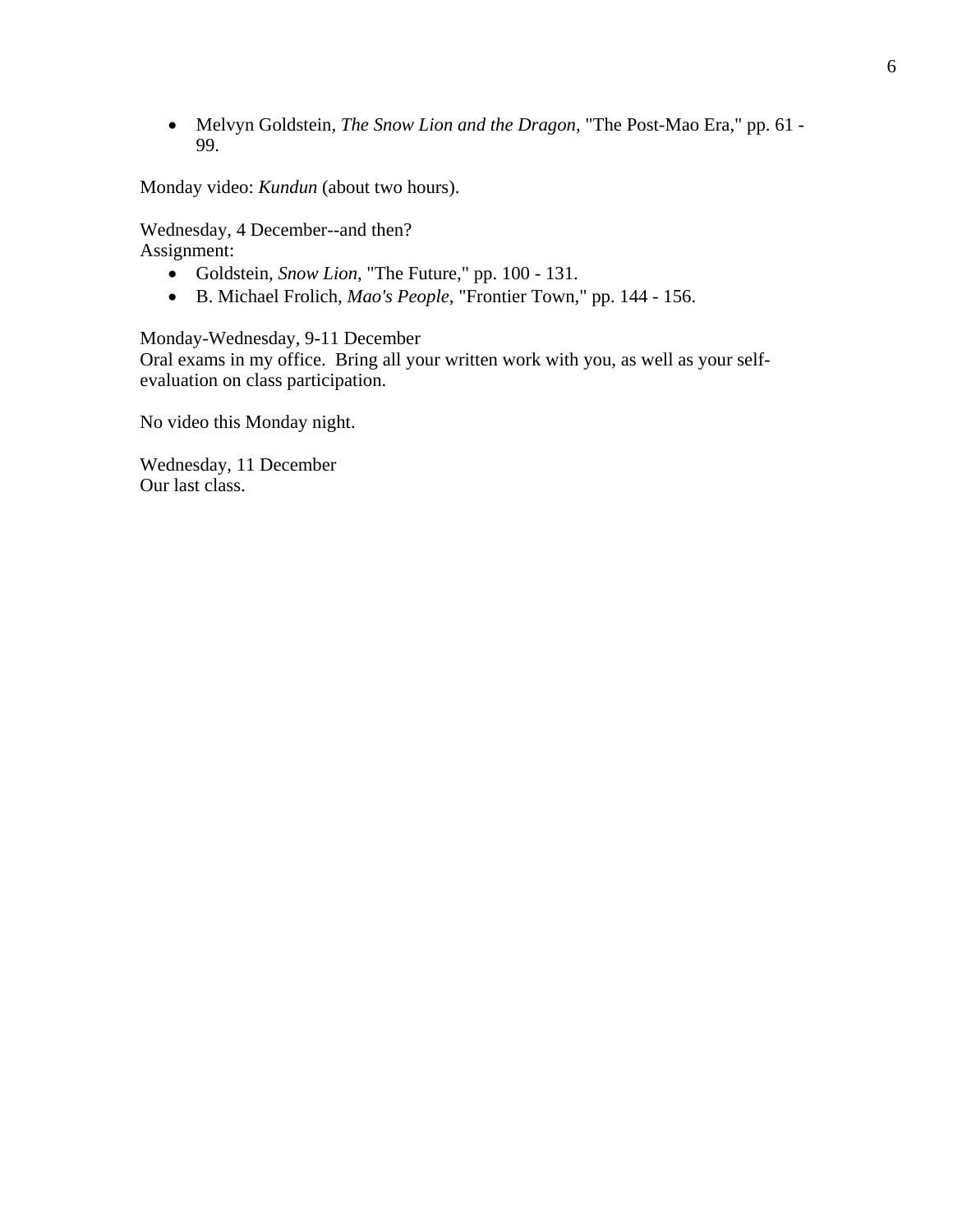- Melvyn Goldstein, *The Snow Lion and the Dragon*, "The Post-Mao Era," pp. 61 - 99.

Monday video: *Kundun* (about two hours).

Wednesday, 4 December--and then?
Assignment:

- Goldstein, *Snow Lion*, "The Future," pp. 100 - 131.
- B. Michael Frolich, *Mao's People*, "Frontier Town," pp. 144 - 156.

Monday-Wednesday, 9-11 December
Oral exams in my office. Bring all your written work with you, as well as your self-evaluation on class participation.

No video this Monday night.

Wednesday, 11 December
Our last class.